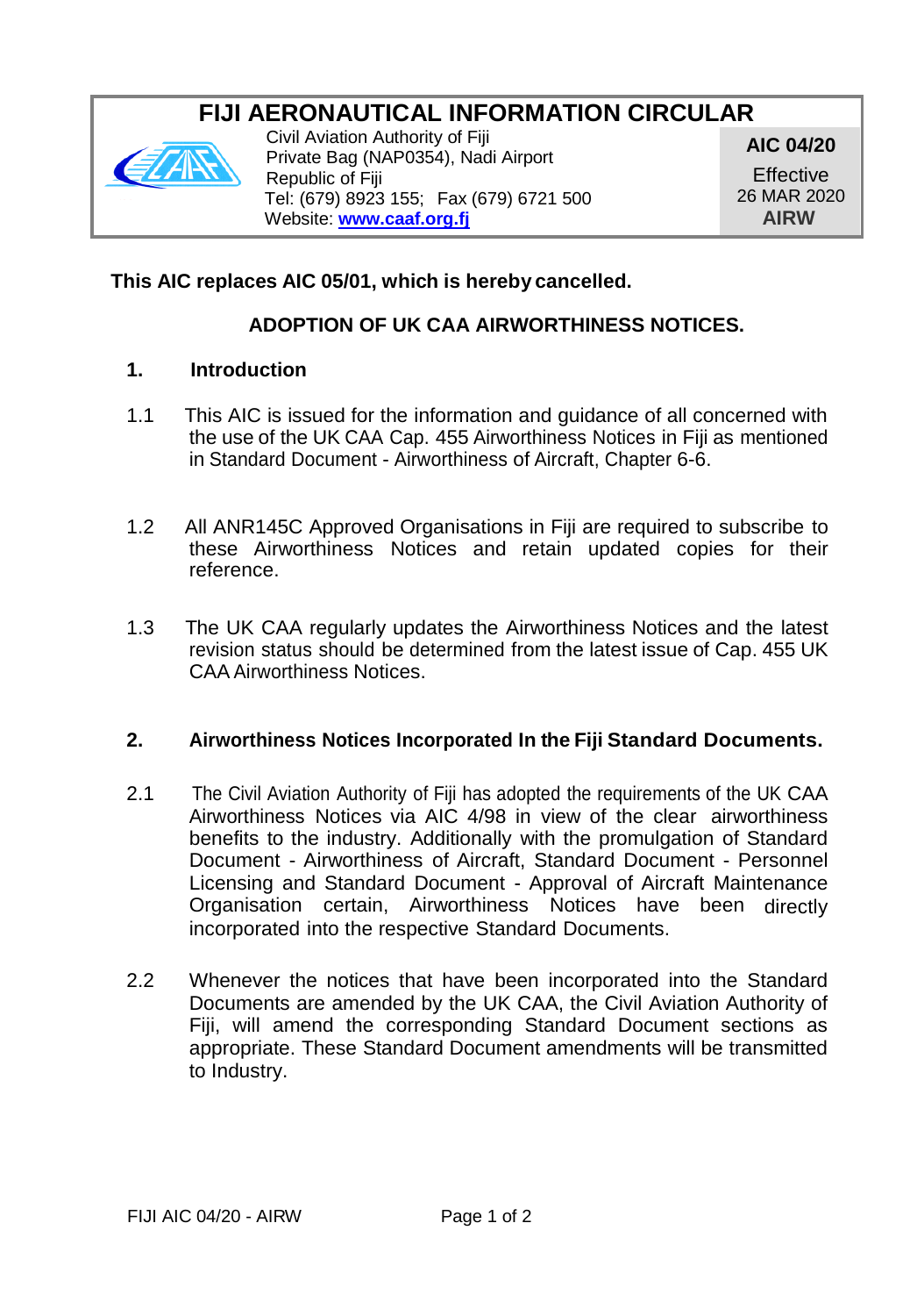# FIJI AERONAUTICAL INFORMATION CIRCULAR

| Civil Aviation Authority of Fiji<br>Private Bag (NAP0354), Nadi Airport<br>Republic of Fiji<br>Tel: (679) 8923 155; Fax (679) 6721 500<br>Website: **www.caaf.org.fj** | **AIC 04/20**<br>Effective<br>26 MAR 2020<br>**AIRW** |
|---|---|

**This AIC replaces AIC 05/01, which is hereby cancelled.**

## ADOPTION OF UK CAA AIRWORTHINESS NOTICES.

### 1. Introduction

1.1 This AIC is issued for the information and guidance of all concerned with the use of the UK CAA Cap. 455 Airworthiness Notices in Fiji as mentioned in Standard Document - Airworthiness of Aircraft, Chapter 6-6.

1.2 All ANR145C Approved Organisations in Fiji are required to subscribe to these Airworthiness Notices and retain updated copies for their reference.

1.3 The UK CAA regularly updates the Airworthiness Notices and the latest revision status should be determined from the latest issue of Cap. 455 UK CAA Airworthiness Notices.

### 2. Airworthiness Notices Incorporated In the Fiji Standard Documents.

2.1 The Civil Aviation Authority of Fiji has adopted the requirements of the UK CAA Airworthiness Notices via AIC 4/98 in view of the clear airworthiness benefits to the industry. Additionally with the promulgation of Standard Document - Airworthiness of Aircraft, Standard Document - Personnel Licensing and Standard Document - Approval of Aircraft Maintenance Organisation certain, Airworthiness Notices have been directly incorporated into the respective Standard Documents.

2.2 Whenever the notices that have been incorporated into the Standard Documents are amended by the UK CAA, the Civil Aviation Authority of Fiji, will amend the corresponding Standard Document sections as appropriate. These Standard Document amendments will be transmitted to Industry.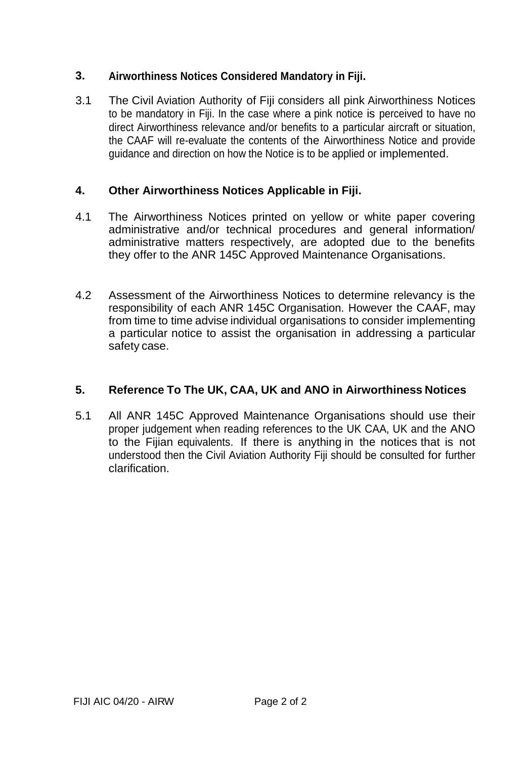## 3. Airworthiness Notices Considered Mandatory in Fiji.

3.1 The Civil Aviation Authority of Fiji considers all pink Airworthiness Notices to be mandatory in Fiji. In the case where a pink notice is perceived to have no direct Airworthiness relevance and/or benefits to a particular aircraft or situation, the CAAF will re-evaluate the contents of the Airworthiness Notice and provide guidance and direction on how the Notice is to be applied or implemented.

## 4. Other Airworthiness Notices Applicable in Fiji.

4.1 The Airworthiness Notices printed on yellow or white paper covering administrative and/or technical procedures and general information/ administrative matters respectively, are adopted due to the benefits they offer to the ANR 145C Approved Maintenance Organisations.

4.2 Assessment of the Airworthiness Notices to determine relevancy is the responsibility of each ANR 145C Organisation. However the CAAF, may from time to time advise individual organisations to consider implementing a particular notice to assist the organisation in addressing a particular safety case.

## 5. Reference To The UK, CAA, UK and ANO in Airworthiness Notices

5.1 All ANR 145C Approved Maintenance Organisations should use their proper judgement when reading references to the UK CAA, UK and the ANO to the Fijian equivalents. If there is anything in the notices that is not understood then the Civil Aviation Authority Fiji should be consulted for further clarification.

FIJI AIC 04/20 - AIRW